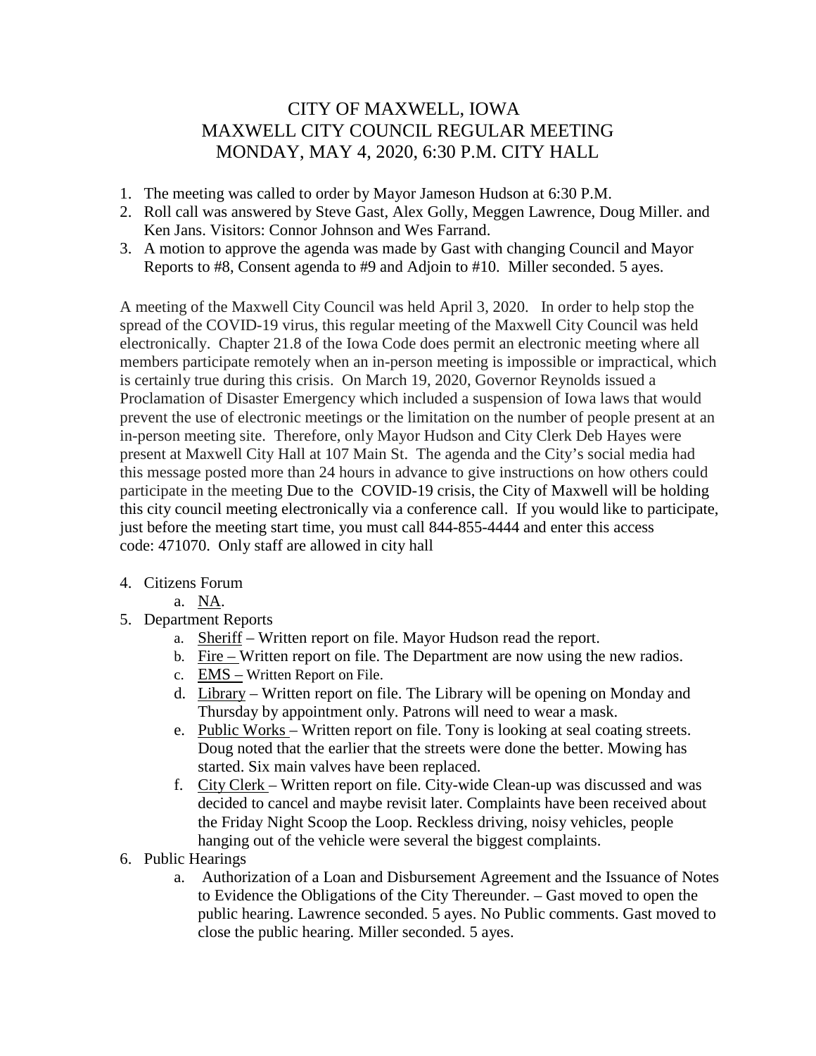# CITY OF MAXWELL, IOWA
# MAXWELL CITY COUNCIL REGULAR MEETING
# MONDAY, MAY 4, 2020, 6:30 P.M. CITY HALL

1. The meeting was called to order by Mayor Jameson Hudson at 6:30 P.M.
2. Roll call was answered by Steve Gast, Alex Golly, Meggen Lawrence, Doug Miller. and Ken Jans. Visitors: Connor Johnson and Wes Farrand.
3. A motion to approve the agenda was made by Gast with changing Council and Mayor Reports to #8, Consent agenda to #9 and Adjoin to #10. Miller seconded. 5 ayes.

A meeting of the Maxwell City Council was held April 3, 2020. In order to help stop the spread of the COVID-19 virus, this regular meeting of the Maxwell City Council was held electronically. Chapter 21.8 of the Iowa Code does permit an electronic meeting where all members participate remotely when an in-person meeting is impossible or impractical, which is certainly true during this crisis. On March 19, 2020, Governor Reynolds issued a Proclamation of Disaster Emergency which included a suspension of Iowa laws that would prevent the use of electronic meetings or the limitation on the number of people present at an in-person meeting site. Therefore, only Mayor Hudson and City Clerk Deb Hayes were present at Maxwell City Hall at 107 Main St. The agenda and the City's social media had this message posted more than 24 hours in advance to give instructions on how others could participate in the meeting Due to the COVID-19 crisis, the City of Maxwell will be holding this city council meeting electronically via a conference call. If you would like to participate, just before the meeting start time, you must call 844-855-4444 and enter this access code: 471070. Only staff are allowed in city hall

4. Citizens Forum
   a. NA.
5. Department Reports
   a. Sheriff – Written report on file. Mayor Hudson read the report.
   b. Fire – Written report on file. The Department are now using the new radios.
   c. EMS – Written Report on File.
   d. Library – Written report on file. The Library will be opening on Monday and Thursday by appointment only. Patrons will need to wear a mask.
   e. Public Works – Written report on file. Tony is looking at seal coating streets. Doug noted that the earlier that the streets were done the better. Mowing has started. Six main valves have been replaced.
   f. City Clerk – Written report on file. City-wide Clean-up was discussed and was decided to cancel and maybe revisit later. Complaints have been received about the Friday Night Scoop the Loop. Reckless driving, noisy vehicles, people hanging out of the vehicle were several the biggest complaints.
6. Public Hearings
   a. Authorization of a Loan and Disbursement Agreement and the Issuance of Notes to Evidence the Obligations of the City Thereunder. – Gast moved to open the public hearing. Lawrence seconded. 5 ayes. No Public comments. Gast moved to close the public hearing. Miller seconded. 5 ayes.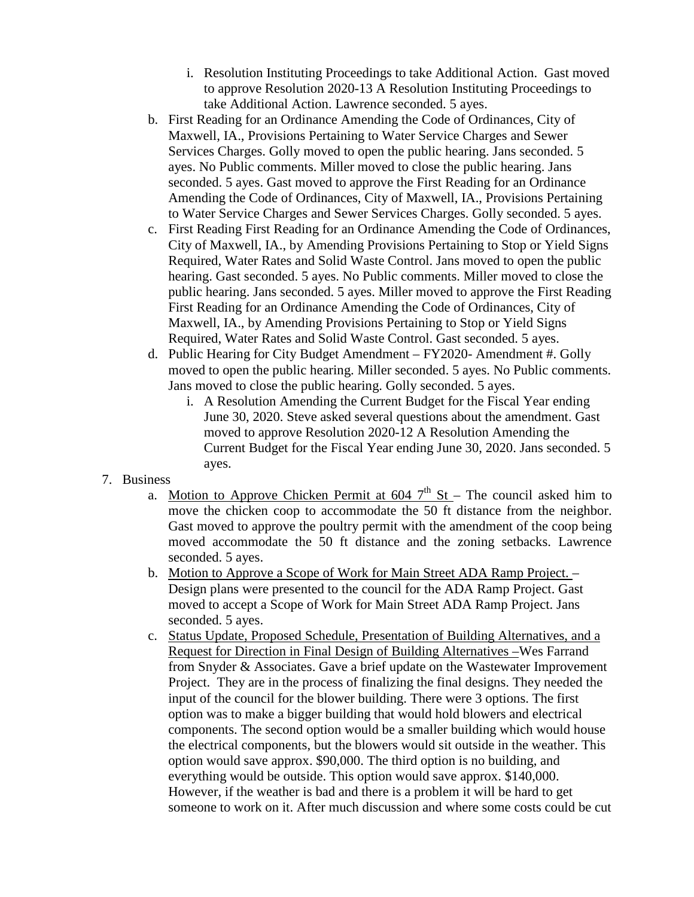i. Resolution Instituting Proceedings to take Additional Action. Gast moved to approve Resolution 2020-13 A Resolution Instituting Proceedings to take Additional Action. Lawrence seconded. 5 ayes.

b. First Reading for an Ordinance Amending the Code of Ordinances, City of Maxwell, IA., Provisions Pertaining to Water Service Charges and Sewer Services Charges. Golly moved to open the public hearing. Jans seconded. 5 ayes. No Public comments. Miller moved to close the public hearing. Jans seconded. 5 ayes. Gast moved to approve the First Reading for an Ordinance Amending the Code of Ordinances, City of Maxwell, IA., Provisions Pertaining to Water Service Charges and Sewer Services Charges. Golly seconded. 5 ayes.

c. First Reading First Reading for an Ordinance Amending the Code of Ordinances, City of Maxwell, IA., by Amending Provisions Pertaining to Stop or Yield Signs Required, Water Rates and Solid Waste Control. Jans moved to open the public hearing. Gast seconded. 5 ayes. No Public comments. Miller moved to close the public hearing. Jans seconded. 5 ayes. Miller moved to approve the First Reading First Reading for an Ordinance Amending the Code of Ordinances, City of Maxwell, IA., by Amending Provisions Pertaining to Stop or Yield Signs Required, Water Rates and Solid Waste Control. Gast seconded. 5 ayes.

d. Public Hearing for City Budget Amendment – FY2020- Amendment #. Golly moved to open the public hearing. Miller seconded. 5 ayes. No Public comments. Jans moved to close the public hearing. Golly seconded. 5 ayes.
   i. A Resolution Amending the Current Budget for the Fiscal Year ending June 30, 2020. Steve asked several questions about the amendment. Gast moved to approve Resolution 2020-12 A Resolution Amending the Current Budget for the Fiscal Year ending June 30, 2020. Jans seconded. 5 ayes.

7. Business
   a. Motion to Approve Chicken Permit at 604 7th St – The council asked him to move the chicken coop to accommodate the 50 ft distance from the neighbor. Gast moved to approve the poultry permit with the amendment of the coop being moved accommodate the 50 ft distance and the zoning setbacks. Lawrence seconded. 5 ayes.
   b. Motion to Approve a Scope of Work for Main Street ADA Ramp Project. – Design plans were presented to the council for the ADA Ramp Project. Gast moved to accept a Scope of Work for Main Street ADA Ramp Project. Jans seconded. 5 ayes.
   c. Status Update, Proposed Schedule, Presentation of Building Alternatives, and a Request for Direction in Final Design of Building Alternatives –Wes Farrand from Snyder & Associates. Gave a brief update on the Wastewater Improvement Project. They are in the process of finalizing the final designs. They needed the input of the council for the blower building. There were 3 options. The first option was to make a bigger building that would hold blowers and electrical components. The second option would be a smaller building which would house the electrical components, but the blowers would sit outside in the weather. This option would save approx. $90,000. The third option is no building, and everything would be outside. This option would save approx. $140,000. However, if the weather is bad and there is a problem it will be hard to get someone to work on it. After much discussion and where some costs could be cut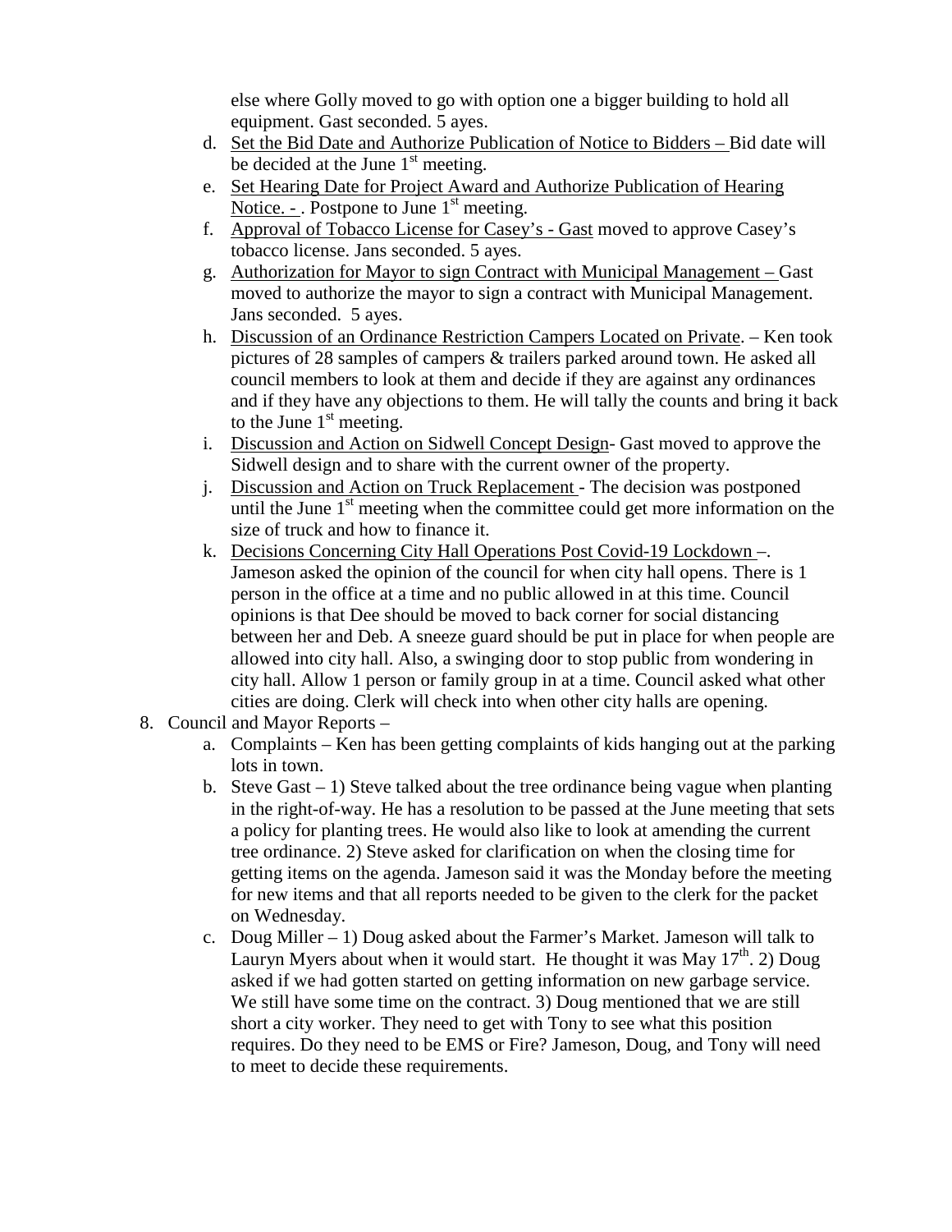else where Golly moved to go with option one a bigger building to hold all equipment. Gast seconded. 5 ayes.

   d. <u>Set the Bid Date and Authorize Publication of Notice to Bidders –</u> Bid date will be decided at the June 1st meeting.
   e. <u>Set Hearing Date for Project Award and Authorize Publication of Hearing Notice. -</u> . Postpone to June 1st meeting.
   f. <u>Approval of Tobacco License for Casey's - Gast</u> moved to approve Casey's tobacco license. Jans seconded. 5 ayes.
   g. <u>Authorization for Mayor to sign Contract with Municipal Management –</u> Gast moved to authorize the mayor to sign a contract with Municipal Management. Jans seconded. 5 ayes.
   h. <u>Discussion of an Ordinance Restriction Campers Located on Private</u>. – Ken took pictures of 28 samples of campers & trailers parked around town. He asked all council members to look at them and decide if they are against any ordinances and if they have any objections to them. He will tally the counts and bring it back to the June 1st meeting.
   i. <u>Discussion and Action on Sidwell Concept Design</u>- Gast moved to approve the Sidwell design and to share with the current owner of the property.
   j. <u>Discussion and Action on Truck Replacement</u> - The decision was postponed until the June 1st meeting when the committee could get more information on the size of truck and how to finance it.
   k. <u>Decisions Concerning City Hall Operations Post Covid-19 Lockdown –</u>. Jameson asked the opinion of the council for when city hall opens. There is 1 person in the office at a time and no public allowed in at this time. Council opinions is that Dee should be moved to back corner for social distancing between her and Deb. A sneeze guard should be put in place for when people are allowed into city hall. Also, a swinging door to stop public from wondering in city hall. Allow 1 person or family group in at a time. Council asked what other cities are doing. Clerk will check into when other city halls are opening.

8. Council and Mayor Reports –
   a. Complaints – Ken has been getting complaints of kids hanging out at the parking lots in town.
   b. Steve Gast – 1) Steve talked about the tree ordinance being vague when planting in the right-of-way. He has a resolution to be passed at the June meeting that sets a policy for planting trees. He would also like to look at amending the current tree ordinance. 2) Steve asked for clarification on when the closing time for getting items on the agenda. Jameson said it was the Monday before the meeting for new items and that all reports needed to be given to the clerk for the packet on Wednesday.
   c. Doug Miller – 1) Doug asked about the Farmer's Market. Jameson will talk to Lauryn Myers about when it would start. He thought it was May 17th. 2) Doug asked if we had gotten started on getting information on new garbage service. We still have some time on the contract. 3) Doug mentioned that we are still short a city worker. They need to get with Tony to see what this position requires. Do they need to be EMS or Fire? Jameson, Doug, and Tony will need to meet to decide these requirements.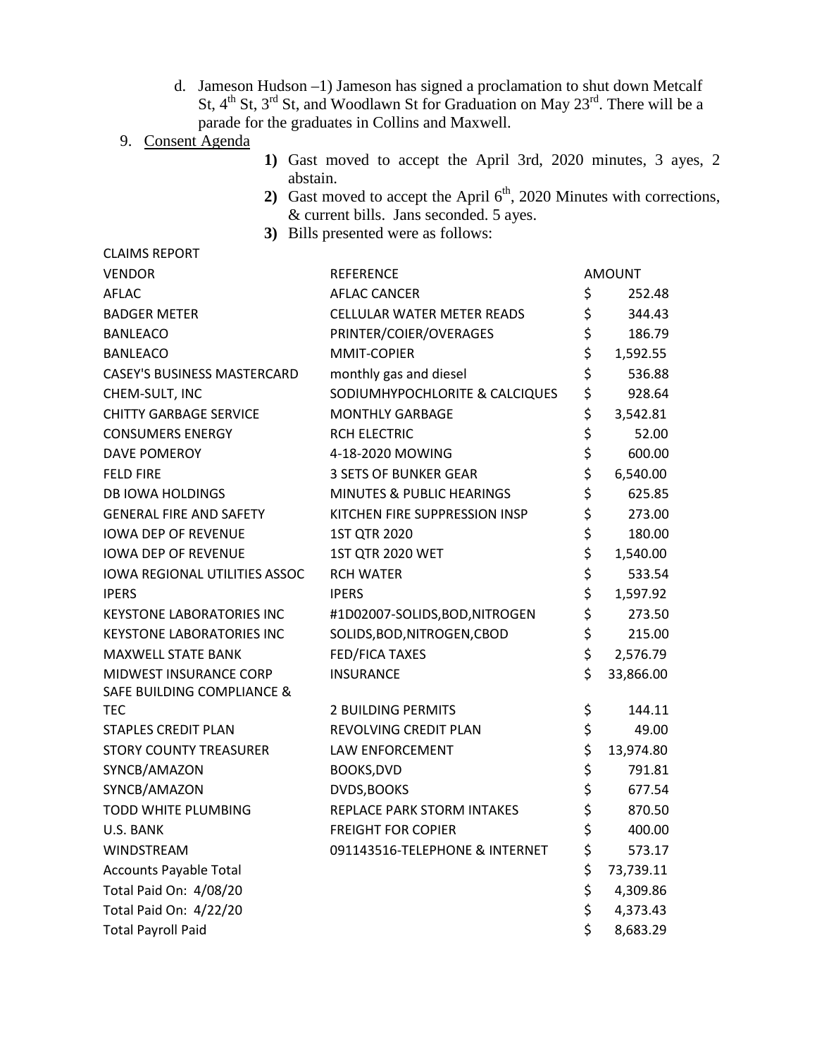d. Jameson Hudson –1) Jameson has signed a proclamation to shut down Metcalf St, 4th St, 3rd St, and Woodlawn St for Graduation on May 23rd. There will be a parade for the graduates in Collins and Maxwell.

9. Consent Agenda

   **1)** Gast moved to accept the April 3rd, 2020 minutes, 3 ayes, 2 abstain.

   **2)** Gast moved to accept the April 6th, 2020 Minutes with corrections, & current bills. Jans seconded. 5 ayes.

   **3)** Bills presented were as follows:

CLAIMS REPORT

| VENDOR | REFERENCE | AMOUNT |
|---|---|---|
| AFLAC | AFLAC CANCER | $ 252.48 |
| BADGER METER | CELLULAR WATER METER READS | $ 344.43 |
| BANLEACO | PRINTER/COIER/OVERAGES | $ 186.79 |
| BANLEACO | MMIT-COPIER | $ 1,592.55 |
| CASEY'S BUSINESS MASTERCARD | monthly gas and diesel | $ 536.88 |
| CHEM-SULT, INC | SODIUMHYPOCHLORITE & CALCIQUES | $ 928.64 |
| CHITTY GARBAGE SERVICE | MONTHLY GARBAGE | $ 3,542.81 |
| CONSUMERS ENERGY | RCH ELECTRIC | $ 52.00 |
| DAVE POMEROY | 4-18-2020 MOWING | $ 600.00 |
| FELD FIRE | 3 SETS OF BUNKER GEAR | $ 6,540.00 |
| DB IOWA HOLDINGS | MINUTES & PUBLIC HEARINGS | $ 625.85 |
| GENERAL FIRE AND SAFETY | KITCHEN FIRE SUPPRESSION INSP | $ 273.00 |
| IOWA DEP OF REVENUE | 1ST QTR 2020 | $ 180.00 |
| IOWA DEP OF REVENUE | 1ST QTR 2020 WET | $ 1,540.00 |
| IOWA REGIONAL UTILITIES ASSOC | RCH WATER | $ 533.54 |
| IPERS | IPERS | $ 1,597.92 |
| KEYSTONE LABORATORIES INC | #1D02007-SOLIDS,BOD,NITROGEN | $ 273.50 |
| KEYSTONE LABORATORIES INC | SOLIDS,BOD,NITROGEN,CBOD | $ 215.00 |
| MAXWELL STATE BANK | FED/FICA TAXES | $ 2,576.79 |
| MIDWEST INSURANCE CORP | INSURANCE | $ 33,866.00 |
| SAFE BUILDING COMPLIANCE & TEC | 2 BUILDING PERMITS | $ 144.11 |
| STAPLES CREDIT PLAN | REVOLVING CREDIT PLAN | $ 49.00 |
| STORY COUNTY TREASURER | LAW ENFORCEMENT | $ 13,974.80 |
| SYNCB/AMAZON | BOOKS,DVD | $ 791.81 |
| SYNCB/AMAZON | DVDS,BOOKS | $ 677.54 |
| TODD WHITE PLUMBING | REPLACE PARK STORM INTAKES | $ 870.50 |
| U.S. BANK | FREIGHT FOR COPIER | $ 400.00 |
| WINDSTREAM | 091143516-TELEPHONE & INTERNET | $ 573.17 |
| Accounts Payable Total | | $ 73,739.11 |
| Total Paid On: 4/08/20 | | $ 4,309.86 |
| Total Paid On: 4/22/20 | | $ 4,373.43 |
| Total Payroll Paid | | $ 8,683.29 |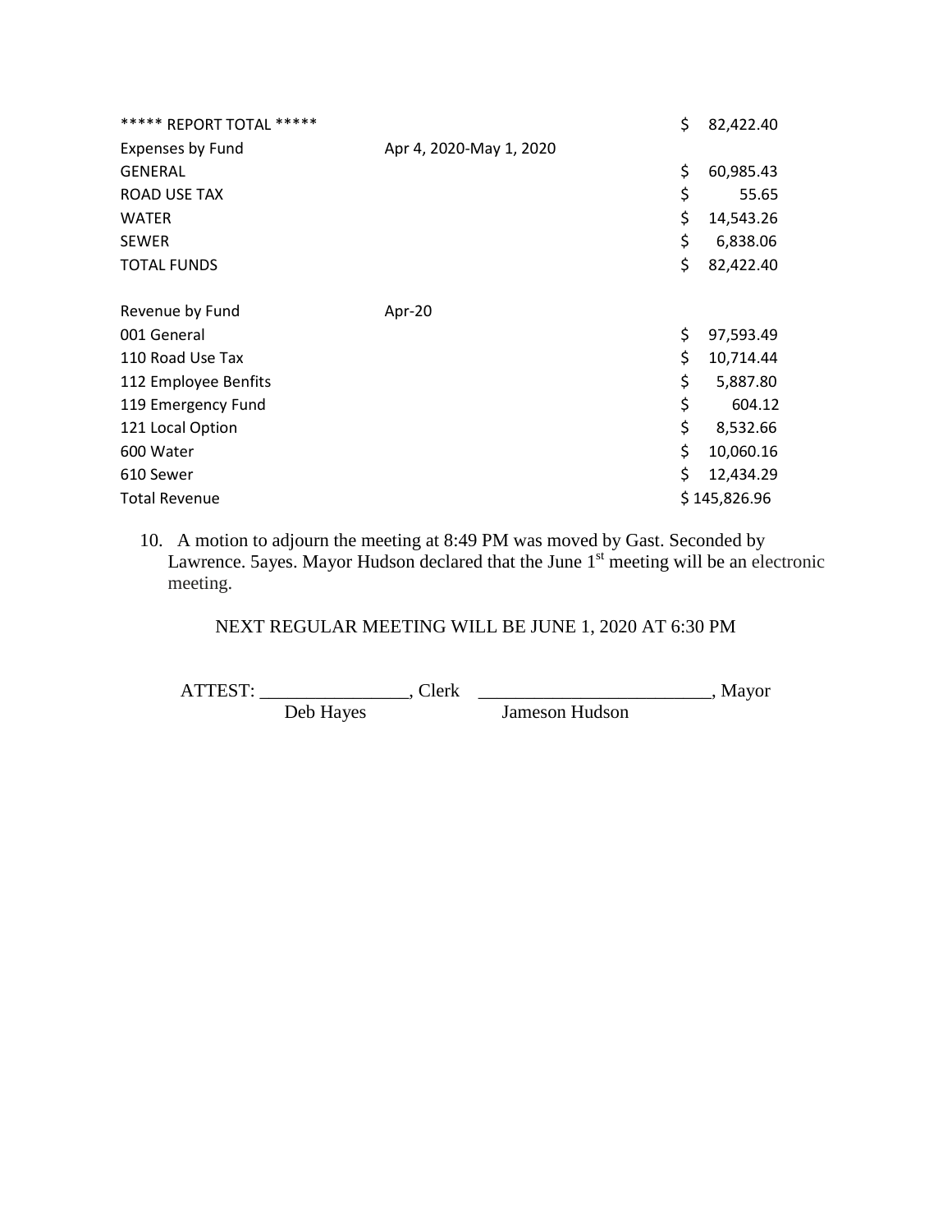| | | |
|---|---|---|
| ***** REPORT TOTAL ***** | | $ 82,422.40 |
| Expenses by Fund | Apr 4, 2020-May 1, 2020 | |
| GENERAL | | $ 60,985.43 |
| ROAD USE TAX | | $ 55.65 |
| WATER | | $ 14,543.26 |
| SEWER | | $ 6,838.06 |
| TOTAL FUNDS | | $ 82,422.40 |
| | | |
| Revenue by Fund | Apr-20 | |
| 001 General | | $ 97,593.49 |
| 110 Road Use Tax | | $ 10,714.44 |
| 112 Employee Benfits | | $ 5,887.80 |
| 119 Emergency Fund | | $ 604.12 |
| 121 Local Option | | $ 8,532.66 |
| 600 Water | | $ 10,060.16 |
| 610 Sewer | | $ 12,434.29 |
| Total Revenue | | $ 145,826.96 |

10. A motion to adjourn the meeting at 8:49 PM was moved by Gast. Seconded by Lawrence. 5ayes. Mayor Hudson declared that the June 1st meeting will be an electronic meeting.

NEXT REGULAR MEETING WILL BE JUNE 1, 2020 AT 6:30 PM

ATTEST: ________________, Clerk ________________________, Mayor
Deb Hayes Jameson Hudson